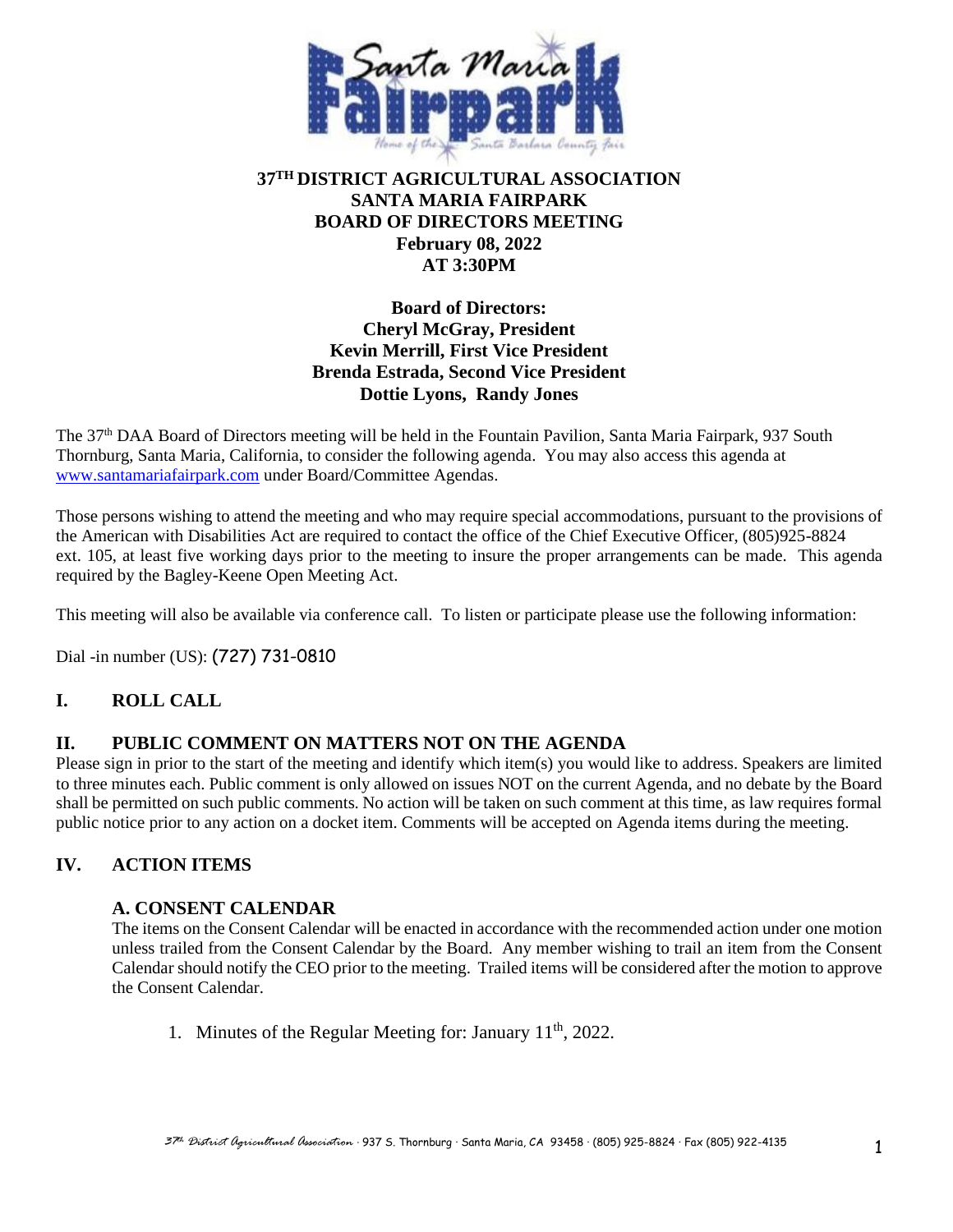**37TH DISTRICT AGRICULTURAL ASSOCIATION**
**SANTA MARIA FAIRPARK**
**BOARD OF DIRECTORS MEETING**
**February 08, 2022**
**AT 3:30PM**

**Board of Directors:**
**Cheryl McGray, President**
**Kevin Merrill, First Vice President**
**Brenda Estrada, Second Vice President**
**Dottie Lyons, Randy Jones**

The 37th DAA Board of Directors meeting will be held in the Fountain Pavilion, Santa Maria Fairpark, 937 South Thornburg, Santa Maria, California, to consider the following agenda. You may also access this agenda at www.santamariafairpark.com under Board/Committee Agendas.

Those persons wishing to attend the meeting and who may require special accommodations, pursuant to the provisions of the American with Disabilities Act are required to contact the office of the Chief Executive Officer, (805)925-8824 ext. 105, at least five working days prior to the meeting to insure the proper arrangements can be made. This agenda required by the Bagley-Keene Open Meeting Act.

This meeting will also be available via conference call. To listen or participate please use the following information:

Dial -in number (US): (727) 731-0810

## I. ROLL CALL

## II. PUBLIC COMMENT ON MATTERS NOT ON THE AGENDA

Please sign in prior to the start of the meeting and identify which item(s) you would like to address. Speakers are limited to three minutes each. Public comment is only allowed on issues NOT on the current Agenda, and no debate by the Board shall be permitted on such public comments. No action will be taken on such comment at this time, as law requires formal public notice prior to any action on a docket item. Comments will be accepted on Agenda items during the meeting.

## IV. ACTION ITEMS

### A. CONSENT CALENDAR

The items on the Consent Calendar will be enacted in accordance with the recommended action under one motion unless trailed from the Consent Calendar by the Board. Any member wishing to trail an item from the Consent Calendar should notify the CEO prior to the meeting. Trailed items will be considered after the motion to approve the Consent Calendar.

1. Minutes of the Regular Meeting for: January 11th, 2022.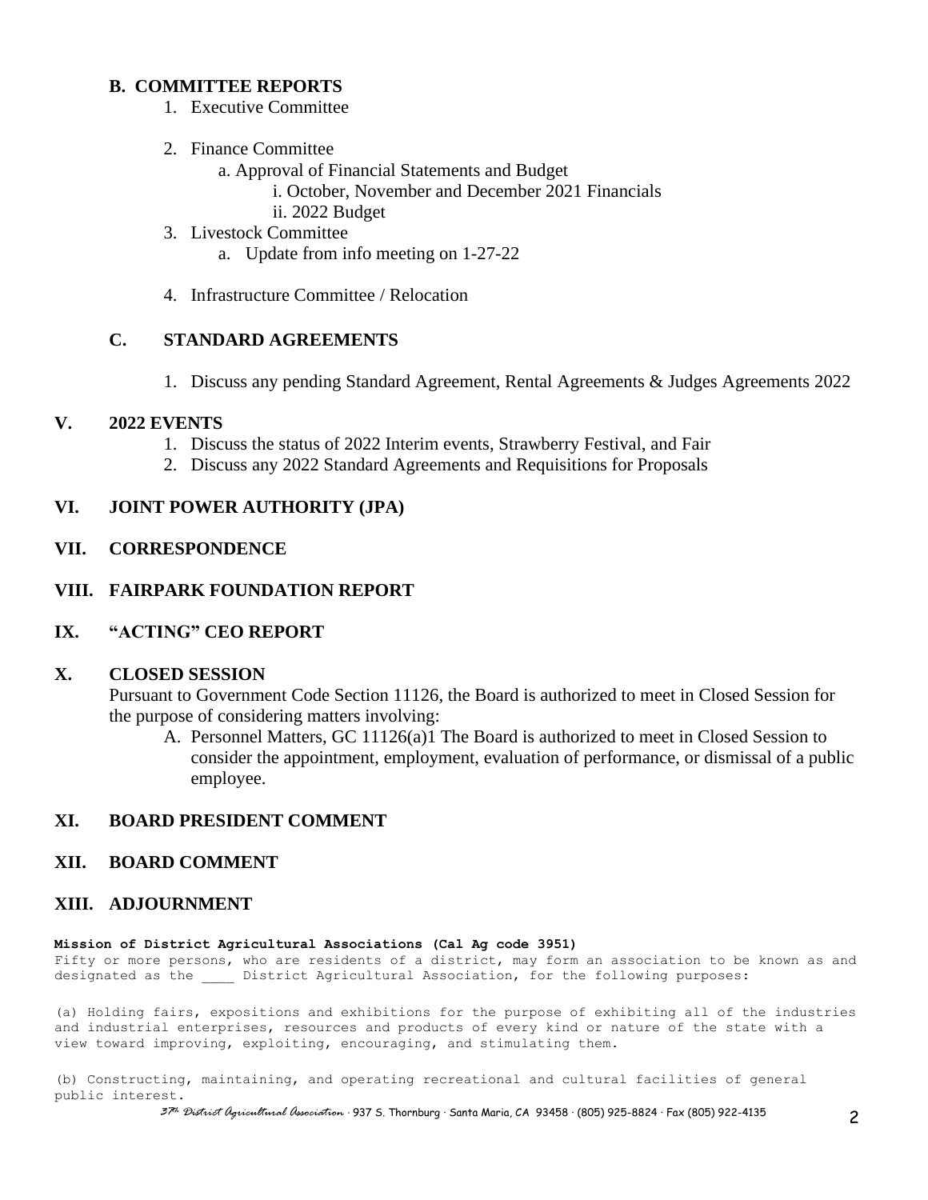### B. COMMITTEE REPORTS

1. Executive Committee

2. Finance Committee
   a. Approval of Financial Statements and Budget
      i. October, November and December 2021 Financials
      ii. 2022 Budget

3. Livestock Committee
   a. Update from info meeting on 1-27-22

4. Infrastructure Committee / Relocation

### C. STANDARD AGREEMENTS

1. Discuss any pending Standard Agreement, Rental Agreements & Judges Agreements 2022

## V. 2022 EVENTS

1. Discuss the status of 2022 Interim events, Strawberry Festival, and Fair
2. Discuss any 2022 Standard Agreements and Requisitions for Proposals

## VI. JOINT POWER AUTHORITY (JPA)

## VII. CORRESPONDENCE

## VIII. FAIRPARK FOUNDATION REPORT

## IX. "ACTING" CEO REPORT

## X. CLOSED SESSION

Pursuant to Government Code Section 11126, the Board is authorized to meet in Closed Session for the purpose of considering matters involving:

A. Personnel Matters, GC 11126(a)1 The Board is authorized to meet in Closed Session to consider the appointment, employment, evaluation of performance, or dismissal of a public employee.

## XI. BOARD PRESIDENT COMMENT

## XII. BOARD COMMENT

## XIII. ADJOURNMENT

**Mission of District Agricultural Associations (Cal Ag code 3951)**
Fifty or more persons, who are residents of a district, may form an association to be known as and designated as the ____ District Agricultural Association, for the following purposes:

(a) Holding fairs, expositions and exhibitions for the purpose of exhibiting all of the industries and industrial enterprises, resources and products of every kind or nature of the state with a view toward improving, exploiting, encouraging, and stimulating them.

(b) Constructing, maintaining, and operating recreational and cultural facilities of general public interest.